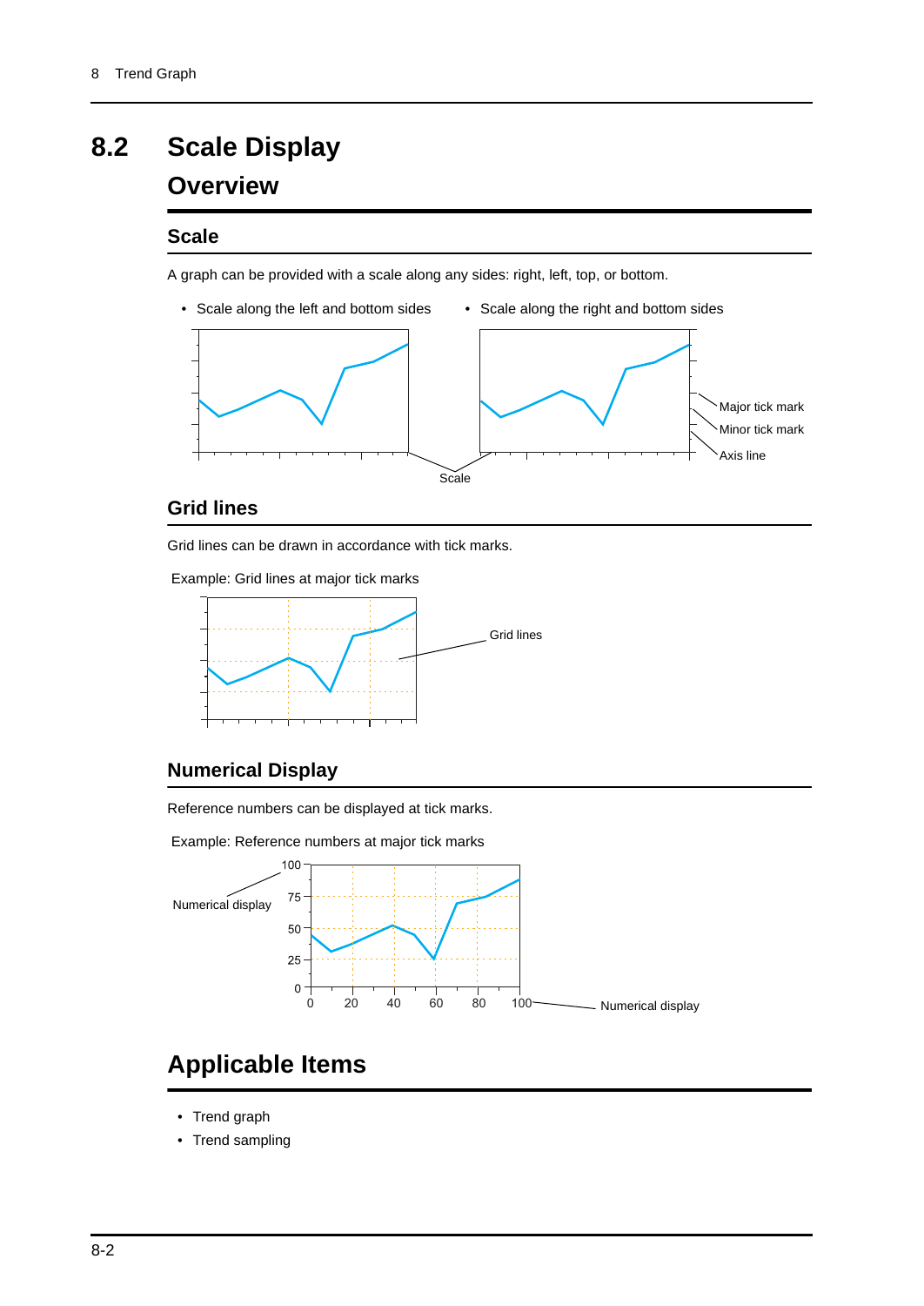# 8.2 Scale Display

## Overview

### Scale

A graph can be provided with a scale along any sides: right, left, top, or bottom.

- Scale along the left and bottom sides
- Scale along the right and bottom sides

Major tick mark

Minor tick mark

Axis line

Scale

### Grid lines

Grid lines can be drawn in accordance with tick marks.

Example: Grid lines at major tick marks

Grid lines

### Numerical Display

Reference numbers can be displayed at tick marks.

Example: Reference numbers at major tick marks

Numerical display

Numerical display

## Applicable Items

- Trend graph
- Trend sampling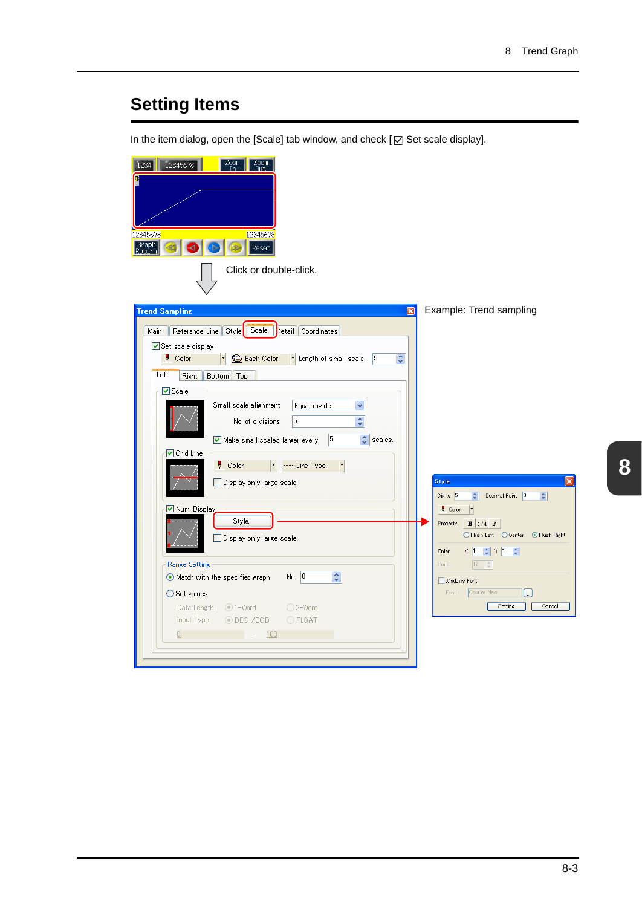## Setting Items

In the item dialog, open the [Scale] tab window, and check [☑ Set scale display].

Click or double-click.

Example: Trend sampling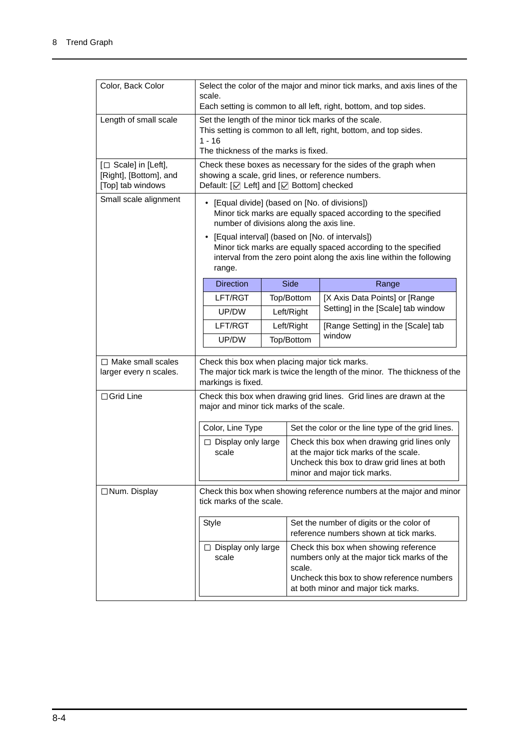| | |
|---|---|
| Color, Back Color | Select the color of the major and minor tick marks, and axis lines of the scale.<br>Each setting is common to all left, right, bottom, and top sides. |
| Length of small scale | Set the length of the minor tick marks of the scale.<br>This setting is common to all left, right, bottom, and top sides.<br>1 - 16<br>The thickness of the marks is fixed. |
| [☐ Scale] in [Left], [Right], [Bottom], and [Top] tab windows | Check these boxes as necessary for the sides of the graph when showing a scale, grid lines, or reference numbers.<br>Default: [☑ Left] and [☑ Bottom] checked |
| Small scale alignment | • [Equal divide] (based on [No. of divisions])<br>Minor tick marks are equally spaced according to the specified number of divisions along the axis line.<br>• [Equal interval] (based on [No. of intervals])<br>Minor tick marks are equally spaced according to the specified interval from the zero point along the axis line within the following range.<br><br>Direction / Side / Range:<br>LFT/RGT, Top/Bottom; UP/DW, Left/Right → [X Axis Data Points] or [Range Setting] in the [Scale] tab window<br>LFT/RGT, Left/Right; UP/DW, Top/Bottom → [Range Setting] in the [Scale] tab window |
| ☐ Make small scales larger every n scales. | Check this box when placing major tick marks.<br>The major tick mark is twice the length of the minor. The thickness of the markings is fixed. |
| ☐Grid Line | Check this box when drawing grid lines. Grid lines are drawn at the major and minor tick marks of the scale.<br><br>Color, Line Type: Set the color or the line type of the grid lines.<br>☐ Display only large scale: Check this box when drawing grid lines only at the major tick marks of the scale. Uncheck this box to draw grid lines at both minor and major tick marks. |
| ☐Num. Display | Check this box when showing reference numbers at the major and minor tick marks of the scale.<br><br>Style: Set the number of digits or the color of reference numbers shown at tick marks.<br>☐ Display only large scale: Check this box when showing reference numbers only at the major tick marks of the scale. Uncheck this box to show reference numbers at both minor and major tick marks. |

Small scale alignment range table:

| Direction | Side | Range |
|---|---|---|
| LFT/RGT | Top/Bottom | [X Axis Data Points] or [Range Setting] in the [Scale] tab window |
| UP/DW | Left/Right | |
| LFT/RGT | Left/Right | [Range Setting] in the [Scale] tab window |
| UP/DW | Top/Bottom | |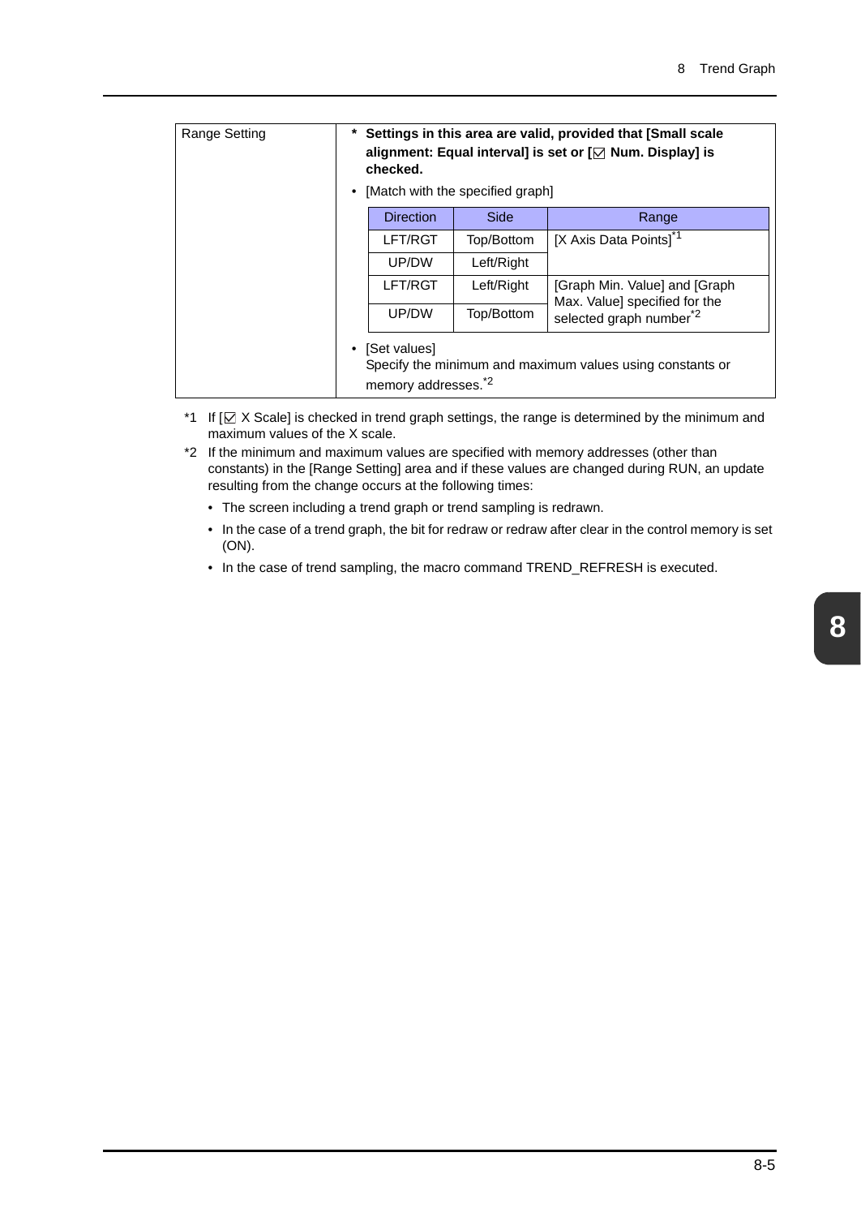| Range Setting | * **Settings in this area are valid, provided that [Small scale alignment: Equal interval] is set or [☑ Num. Display] is checked.**<br>• [Match with the specified graph]<br><table><tr><th>Direction</th><th>Side</th><th>Range</th></tr><tr><td>LFT/RGT</td><td>Top/Bottom</td><td rowspan="2">[X Axis Data Points][*1]</td></tr><tr><td>UP/DW</td><td>Left/Right</td></tr><tr><td>LFT/RGT</td><td>Left/Right</td><td rowspan="2">[Graph Min. Value] and [Graph Max. Value] specified for the selected graph number[*2]</td></tr><tr><td>UP/DW</td><td>Top/Bottom</td></tr></table>• [Set values]<br>Specify the minimum and maximum values using constants or memory addresses.[*2] |
|---|---|

*1 If [☑ X Scale] is checked in trend graph settings, the range is determined by the minimum and maximum values of the X scale.

*2 If the minimum and maximum values are specified with memory addresses (other than constants) in the [Range Setting] area and if these values are changed during RUN, an update resulting from the change occurs at the following times:

- The screen including a trend graph or trend sampling is redrawn.
- In the case of a trend graph, the bit for redraw or redraw after clear in the control memory is set (ON).
- In the case of trend sampling, the macro command TREND_REFRESH is executed.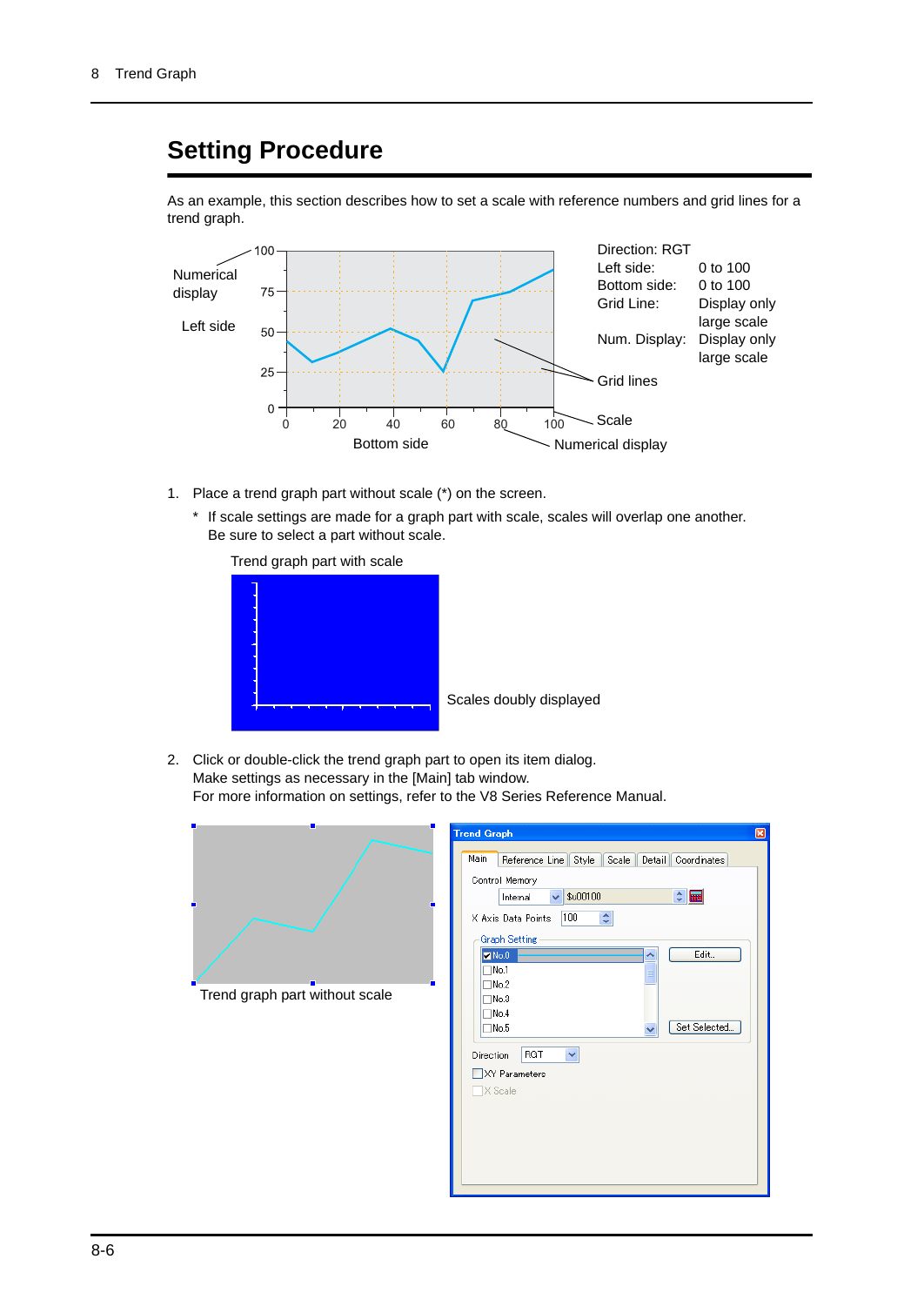## Setting Procedure

As an example, this section describes how to set a scale with reference numbers and grid lines for a trend graph.

Numerical display

Left side

Bottom side

Direction: RGT
Left side: 0 to 100
Bottom side: 0 to 100
Grid Line: Display only large scale
Num. Display: Display only large scale

Grid lines

Scale

Numerical display

1. Place a trend graph part without scale (*) on the screen.

   * If scale settings are made for a graph part with scale, scales will overlap one another. Be sure to select a part without scale.

   Trend graph part with scale

   Scales doubly displayed

2. Click or double-click the trend graph part to open its item dialog.
   Make settings as necessary in the [Main] tab window.
   For more information on settings, refer to the V8 Series Reference Manual.

   Trend graph part without scale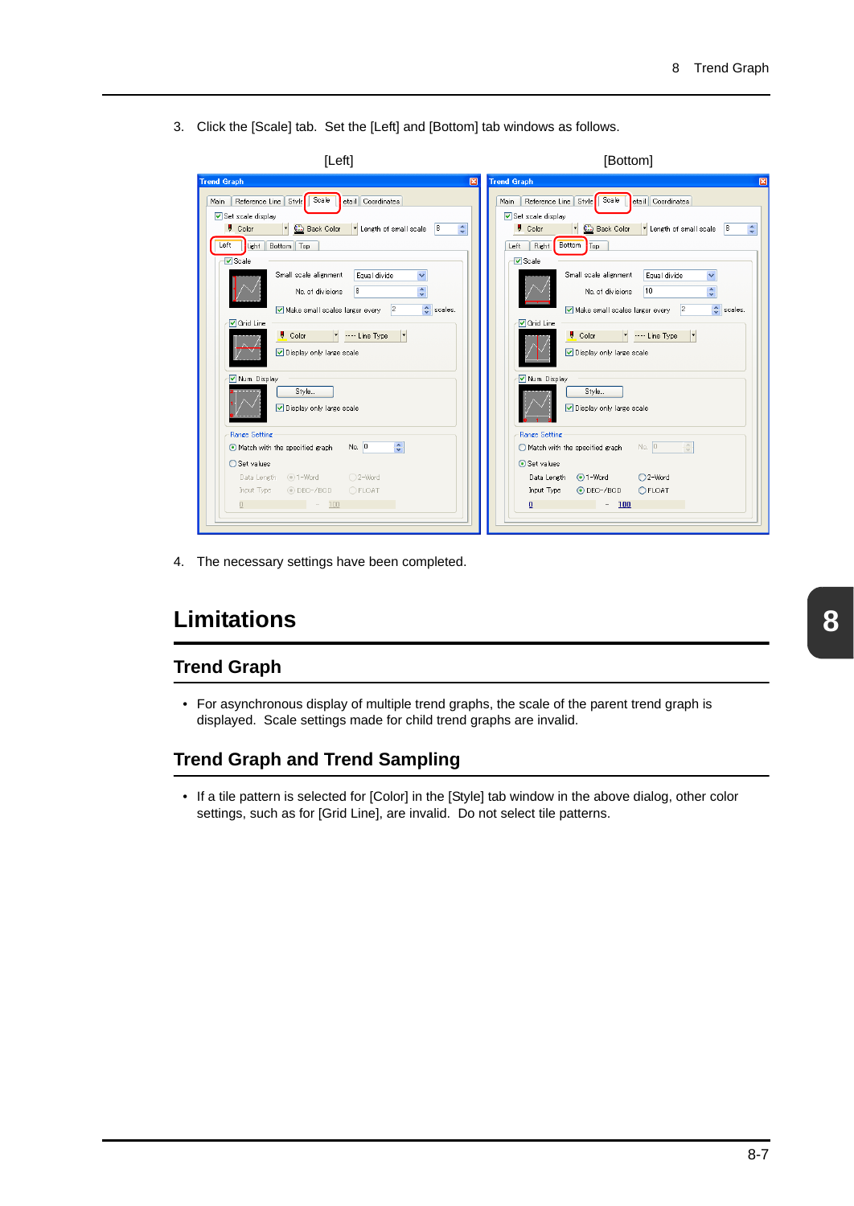3. Click the [Scale] tab. Set the [Left] and [Bottom] tab windows as follows.

[Left]

[Bottom]

4. The necessary settings have been completed.

# Limitations

## Trend Graph

- For asynchronous display of multiple trend graphs, the scale of the parent trend graph is displayed. Scale settings made for child trend graphs are invalid.

## Trend Graph and Trend Sampling

- If a tile pattern is selected for [Color] in the [Style] tab window in the above dialog, other color settings, such as for [Grid Line], are invalid. Do not select tile patterns.